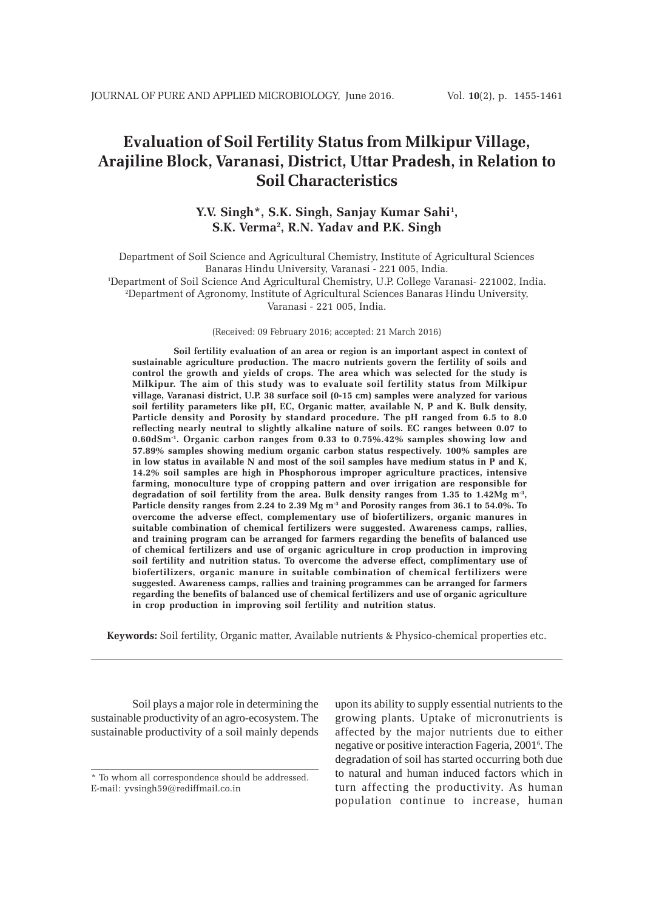# Evaluation of Soil Fertility Status from Milkipur Village, Arajiline Block, Varanasi, District, Uttar Pradesh, in Relation to Soil Characteristics

**Y.V. Singh*, S.K. Singh, Sanjay Kumar Sahi[1], S.K. Verma[2], R.N. Yadav and P.K. Singh**

Department of Soil Science and Agricultural Chemistry, Institute of Agricultural Sciences Banaras Hindu University, Varanasi - 221 005, India.
[1]Department of Soil Science And Agricultural Chemistry, U.P. College Varanasi- 221002, India.
[2]Department of Agronomy, Institute of Agricultural Sciences Banaras Hindu University, Varanasi - 221 005, India.

(Received: 09 February 2016; accepted: 21 March 2016)

**Soil fertility evaluation of an area or region is an important aspect in context of sustainable agriculture production. The macro nutrients govern the fertility of soils and control the growth and yields of crops. The area which was selected for the study is Milkipur. The aim of this study was to evaluate soil fertility status from Milkipur village, Varanasi district, U.P. 38 surface soil (0-15 cm) samples were analyzed for various soil fertility parameters like pH, EC, Organic matter, available N, P and K. Bulk density, Particle density and Porosity by standard procedure. The pH ranged from 6.5 to 8.0 reflecting nearly neutral to slightly alkaline nature of soils. EC ranges between 0.07 to 0.60dSm$^{-1}$. Organic carbon ranges from 0.33 to 0.75%.42% samples showing low and 57.89% samples showing medium organic carbon status respectively. 100% samples are in low status in available N and most of the soil samples have medium status in P and K, 14.2% soil samples are high in Phosphorous improper agriculture practices, intensive farming, monoculture type of cropping pattern and over irrigation are responsible for degradation of soil fertility from the area. Bulk density ranges from 1.35 to 1.42Mg m$^{-3}$, Particle density ranges from 2.24 to 2.39 Mg m$^{-3}$ and Porosity ranges from 36.1 to 54.0%. To overcome the adverse effect, complementary use of biofertilizers, organic manures in suitable combination of chemical fertilizers were suggested. Awareness camps, rallies, and training program can be arranged for farmers regarding the benefits of balanced use of chemical fertilizers and use of organic agriculture in crop production in improving soil fertility and nutrition status. To overcome the adverse effect, complimentary use of biofertilizers, organic manure in suitable combination of chemical fertilizers were suggested. Awareness camps, rallies and training programmes can be arranged for farmers regarding the benefits of balanced use of chemical fertilizers and use of organic agriculture in crop production in improving soil fertility and nutrition status.**

**Keywords:** Soil fertility, Organic matter, Available nutrients & Physico-chemical properties etc.

---

Soil plays a major role in determining the sustainable productivity of an agro-ecosystem. The sustainable productivity of a soil mainly depends upon its ability to supply essential nutrients to the growing plants. Uptake of micronutrients is affected by the major nutrients due to either negative or positive interaction Fageria, 2001[6]. The degradation of soil has started occurring both due to natural and human induced factors which in turn affecting the productivity. As human population continue to increase, human

---

* To whom all correspondence should be addressed.
E-mail: yvsingh59@rediffmail.co.in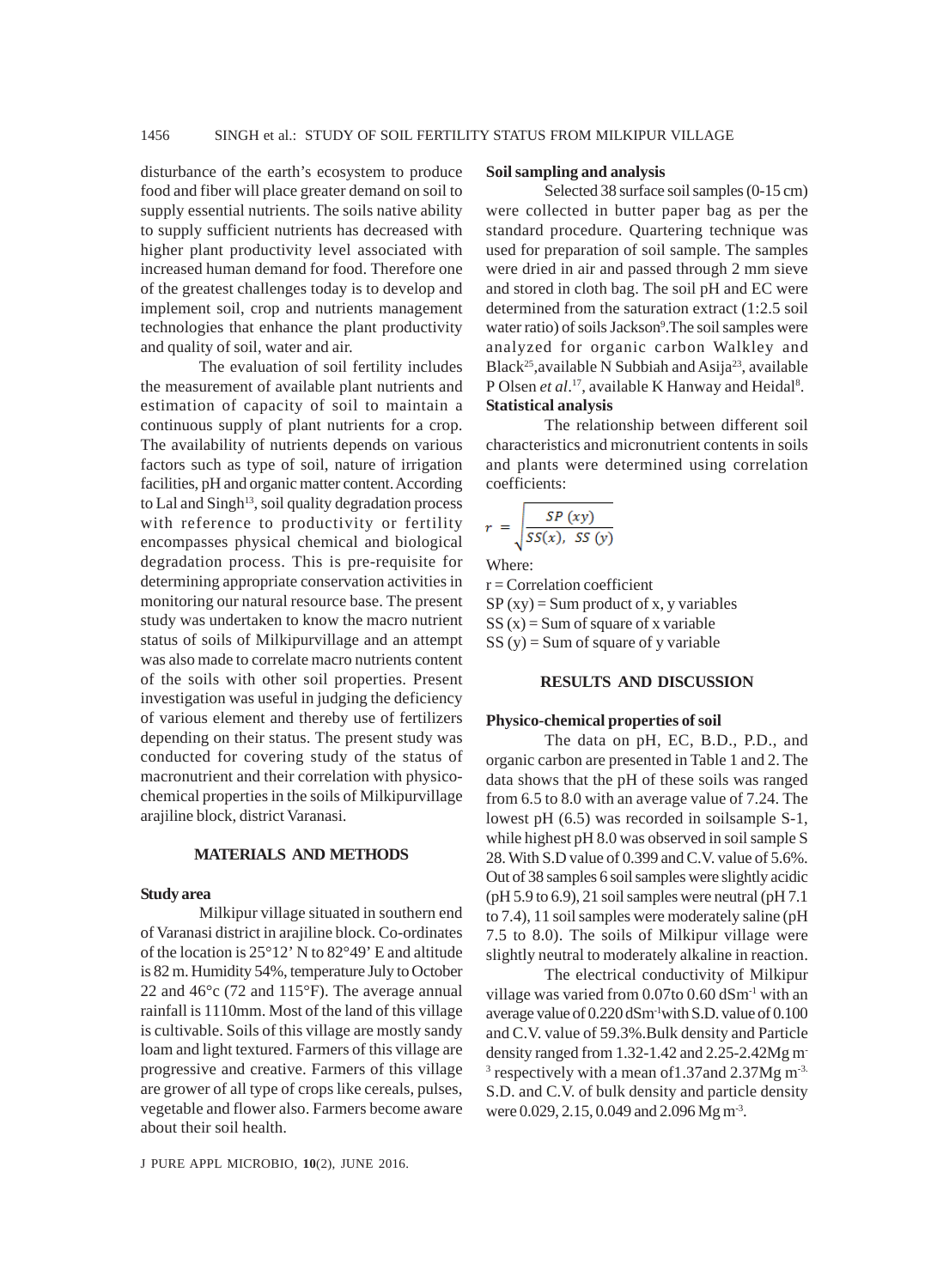disturbance of the earth's ecosystem to produce food and fiber will place greater demand on soil to supply essential nutrients. The soils native ability to supply sufficient nutrients has decreased with higher plant productivity level associated with increased human demand for food. Therefore one of the greatest challenges today is to develop and implement soil, crop and nutrients management technologies that enhance the plant productivity and quality of soil, water and air.

The evaluation of soil fertility includes the measurement of available plant nutrients and estimation of capacity of soil to maintain a continuous supply of plant nutrients for a crop. The availability of nutrients depends on various factors such as type of soil, nature of irrigation facilities, pH and organic matter content. According to Lal and Singh[13], soil quality degradation process with reference to productivity or fertility encompasses physical chemical and biological degradation process. This is pre-requisite for determining appropriate conservation activities in monitoring our natural resource base. The present study was undertaken to know the macro nutrient status of soils of Milkipurvillage and an attempt was also made to correlate macro nutrients content of the soils with other soil properties. Present investigation was useful in judging the deficiency of various element and thereby use of fertilizers depending on their status. The present study was conducted for covering study of the status of macronutrient and their correlation with physico-chemical properties in the soils of Milkipurvillage arajiline block, district Varanasi.

## MATERIALS AND METHODS

### Study area

Milkipur village situated in southern end of Varanasi district in arajiline block. Co-ordinates of the location is 25°12' N to 82°49' E and altitude is 82 m. Humidity 54%, temperature July to October 22 and 46°c (72 and 115°F). The average annual rainfall is 1110mm. Most of the land of this village is cultivable. Soils of this village are mostly sandy loam and light textured. Farmers of this village are progressive and creative. Farmers of this village are grower of all type of crops like cereals, pulses, vegetable and flower also. Farmers become aware about their soil health.

### Soil sampling and analysis

Selected 38 surface soil samples (0-15 cm) were collected in butter paper bag as per the standard procedure. Quartering technique was used for preparation of soil sample. The samples were dried in air and passed through 2 mm sieve and stored in cloth bag. The soil pH and EC were determined from the saturation extract (1:2.5 soil water ratio) of soils Jackson[9].The soil samples were analyzed for organic carbon Walkley and Black[25],available N Subbiah and Asija[23], available P Olsen *et al*.[17], available K Hanway and Heidal[8].

### Statistical analysis

The relationship between different soil characteristics and micronutrient contents in soils and plants were determined using correlation coefficients:

$$r = \sqrt{\frac{SP\ (xy)}{SS(x),\ SS\ (y)}}$$

Where:

r = Correlation coefficient

SP (xy) = Sum product of x, y variables

SS (x) = Sum of square of x variable

SS (y) = Sum of square of y variable

## RESULTS AND DISCUSSION

### Physico-chemical properties of soil

The data on pH, EC, B.D., P.D., and organic carbon are presented in Table 1 and 2. The data shows that the pH of these soils was ranged from 6.5 to 8.0 with an average value of 7.24. The lowest pH (6.5) was recorded in soilsample S-1, while highest pH 8.0 was observed in soil sample S 28. With S.D value of 0.399 and C.V. value of 5.6%. Out of 38 samples 6 soil samples were slightly acidic (pH 5.9 to 6.9), 21 soil samples were neutral (pH 7.1 to 7.4), 11 soil samples were moderately saline (pH 7.5 to 8.0). The soils of Milkipur village were slightly neutral to moderately alkaline in reaction.

The electrical conductivity of Milkipur village was varied from 0.07to 0.60 dS$m^{-1}$ with an average value of 0.220 dS$m^{-1}$with S.D. value of 0.100 and C.V. value of 59.3%.Bulk density and Particle density ranged from 1.32-1.42 and 2.25-2.42Mg $m^{-3}$ respectively with a mean of1.37and 2.37Mg $m^{-3.}$ S.D. and C.V. of bulk density and particle density were 0.029, 2.15, 0.049 and 2.096 Mg $m^{-3}$.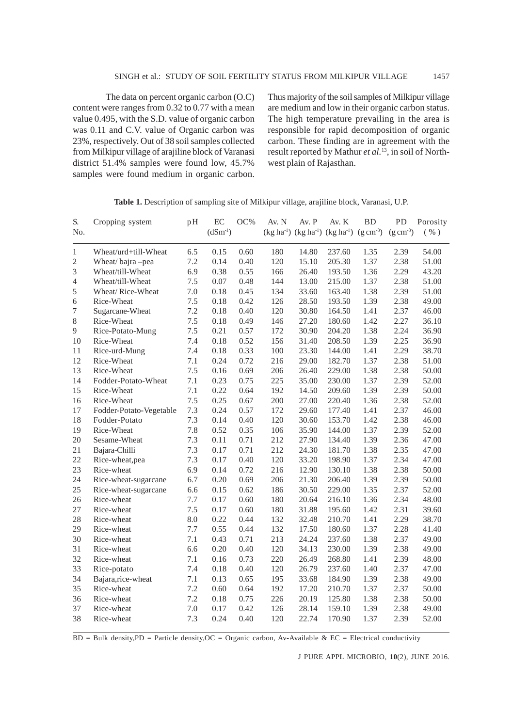The data on percent organic carbon (O.C) content were ranges from 0.32 to 0.77 with a mean value 0.495, with the S.D. value of organic carbon was 0.11 and C.V. value of Organic carbon was 23%, respectively. Out of 38 soil samples collected from Milkipur village of arajiline block of Varanasi district 51.4% samples were found low, 45.7% samples were found medium in organic carbon. Thus majority of the soil samples of Milkipur village are medium and low in their organic carbon status. The high temperature prevailing in the area is responsible for rapid decomposition of organic carbon. These finding are in agreement with the result reported by Mathur *et al.*[13], in soil of North-west plain of Rajasthan.

**Table 1.** Description of sampling site of Milkipur village, arajiline block, Varanasi, U.P.

| S. No. | Cropping system | pH | EC ($dSm^{-1}$) | OC% | Av. N ($kg\ ha^{-1}$) | Av. P ($kg\ ha^{-1}$) | Av. K ($kg\ ha^{-1}$) | BD ($g\ cm^{-3}$) | PD ($g\ cm^{-3}$) | Porosity (%) |
|---|---|---|---|---|---|---|---|---|---|---|
| 1 | Wheat/urd+till-Wheat | 6.5 | 0.15 | 0.60 | 180 | 14.80 | 237.60 | 1.35 | 2.39 | 54.00 |
| 2 | Wheat/ bajra –pea | 7.2 | 0.14 | 0.40 | 120 | 15.10 | 205.30 | 1.37 | 2.38 | 51.00 |
| 3 | Wheat/till-Wheat | 6.9 | 0.38 | 0.55 | 166 | 26.40 | 193.50 | 1.36 | 2.29 | 43.20 |
| 4 | Wheat/till-Wheat | 7.5 | 0.07 | 0.48 | 144 | 13.00 | 215.00 | 1.37 | 2.38 | 51.00 |
| 5 | Wheat/ Rice-Wheat | 7.0 | 0.18 | 0.45 | 134 | 33.60 | 163.40 | 1.38 | 2.39 | 51.00 |
| 6 | Rice-Wheat | 7.5 | 0.18 | 0.42 | 126 | 28.50 | 193.50 | 1.39 | 2.38 | 49.00 |
| 7 | Sugarcane-Wheat | 7.2 | 0.18 | 0.40 | 120 | 30.80 | 164.50 | 1.41 | 2.37 | 46.00 |
| 8 | Rice-Wheat | 7.5 | 0.18 | 0.49 | 146 | 27.20 | 180.60 | 1.42 | 2.27 | 36.10 |
| 9 | Rice-Potato-Mung | 7.5 | 0.21 | 0.57 | 172 | 30.90 | 204.20 | 1.38 | 2.24 | 36.90 |
| 10 | Rice-Wheat | 7.4 | 0.18 | 0.52 | 156 | 31.40 | 208.50 | 1.39 | 2.25 | 36.90 |
| 11 | Rice-urd-Mung | 7.4 | 0.18 | 0.33 | 100 | 23.30 | 144.00 | 1.41 | 2.29 | 38.70 |
| 12 | Rice-Wheat | 7.1 | 0.24 | 0.72 | 216 | 29.00 | 182.70 | 1.37 | 2.38 | 51.00 |
| 13 | Rice-Wheat | 7.5 | 0.16 | 0.69 | 206 | 26.40 | 229.00 | 1.38 | 2.38 | 50.00 |
| 14 | Fodder-Potato-Wheat | 7.1 | 0.23 | 0.75 | 225 | 35.00 | 230.00 | 1.37 | 2.39 | 52.00 |
| 15 | Rice-Wheat | 7.1 | 0.22 | 0.64 | 192 | 14.50 | 209.60 | 1.39 | 2.39 | 50.00 |
| 16 | Rice-Wheat | 7.5 | 0.25 | 0.67 | 200 | 27.00 | 220.40 | 1.36 | 2.38 | 52.00 |
| 17 | Fodder-Potato-Vegetable | 7.3 | 0.24 | 0.57 | 172 | 29.60 | 177.40 | 1.41 | 2.37 | 46.00 |
| 18 | Fodder-Potato | 7.3 | 0.14 | 0.40 | 120 | 30.60 | 153.70 | 1.42 | 2.38 | 46.00 |
| 19 | Rice-Wheat | 7.8 | 0.52 | 0.35 | 106 | 35.90 | 144.00 | 1.37 | 2.39 | 52.00 |
| 20 | Sesame-Wheat | 7.3 | 0.11 | 0.71 | 212 | 27.90 | 134.40 | 1.39 | 2.36 | 47.00 |
| 21 | Bajara-Chilli | 7.3 | 0.17 | 0.71 | 212 | 24.30 | 181.70 | 1.38 | 2.35 | 47.00 |
| 22 | Rice-wheat,pea | 7.3 | 0.17 | 0.40 | 120 | 33.20 | 198.90 | 1.37 | 2.34 | 47.00 |
| 23 | Rice-wheat | 6.9 | 0.14 | 0.72 | 216 | 12.90 | 130.10 | 1.38 | 2.38 | 50.00 |
| 24 | Rice-wheat-sugarcane | 6.7 | 0.20 | 0.69 | 206 | 21.30 | 206.40 | 1.39 | 2.39 | 50.00 |
| 25 | Rice-wheat-sugarcane | 6.6 | 0.15 | 0.62 | 186 | 30.50 | 229.00 | 1.35 | 2.37 | 52.00 |
| 26 | Rice-wheat | 7.7 | 0.17 | 0.60 | 180 | 20.64 | 216.10 | 1.36 | 2.34 | 48.00 |
| 27 | Rice-wheat | 7.5 | 0.17 | 0.60 | 180 | 31.88 | 195.60 | 1.42 | 2.31 | 39.60 |
| 28 | Rice-wheat | 8.0 | 0.22 | 0.44 | 132 | 32.48 | 210.70 | 1.41 | 2.29 | 38.70 |
| 29 | Rice-wheat | 7.7 | 0.55 | 0.44 | 132 | 17.50 | 180.60 | 1.37 | 2.28 | 41.40 |
| 30 | Rice-wheat | 7.1 | 0.43 | 0.71 | 213 | 24.24 | 237.60 | 1.38 | 2.37 | 49.00 |
| 31 | Rice-wheat | 6.6 | 0.20 | 0.40 | 120 | 34.13 | 230.00 | 1.39 | 2.38 | 49.00 |
| 32 | Rice-wheat | 7.1 | 0.16 | 0.73 | 220 | 26.49 | 268.80 | 1.41 | 2.39 | 48.00 |
| 33 | Rice-potato | 7.4 | 0.18 | 0.40 | 120 | 26.79 | 237.60 | 1.40 | 2.37 | 47.00 |
| 34 | Bajara,rice-wheat | 7.1 | 0.13 | 0.65 | 195 | 33.68 | 184.90 | 1.39 | 2.38 | 49.00 |
| 35 | Rice-wheat | 7.2 | 0.60 | 0.64 | 192 | 17.20 | 210.70 | 1.37 | 2.37 | 50.00 |
| 36 | Rice-wheat | 7.2 | 0.18 | 0.75 | 226 | 20.19 | 125.80 | 1.38 | 2.38 | 50.00 |
| 37 | Rice-wheat | 7.0 | 0.17 | 0.42 | 126 | 28.14 | 159.10 | 1.39 | 2.38 | 49.00 |
| 38 | Rice-wheat | 7.3 | 0.24 | 0.40 | 120 | 22.74 | 170.90 | 1.37 | 2.39 | 52.00 |

BD = Bulk density,PD = Particle density,OC = Organic carbon, Av-Available & EC = Electrical conductivity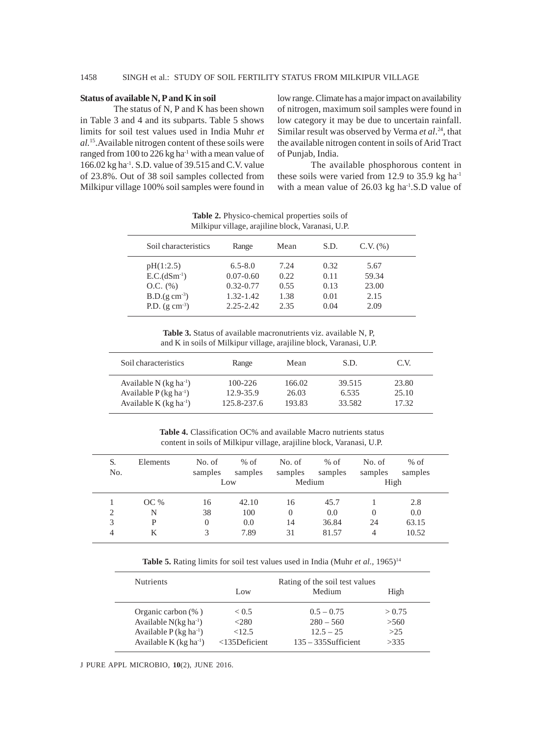**Status of available N, P and K in soil**

The status of N, P and K has been shown in Table 3 and 4 and its subparts. Table 5 shows limits for soil test values used in India Muhr *et al.*[15].Available nitrogen content of these soils were ranged from 100 to 226 kg ha$^{-1}$ with a mean value of 166.02 kg ha$^{-1}$. S.D. value of 39.515 and C.V. value of 23.8%. Out of 38 soil samples collected from Milkipur village 100% soil samples were found in low range. Climate has a major impact on availability of nitrogen, maximum soil samples were found in low category it may be due to uncertain rainfall. Similar result was observed by Verma *et al*.[24], that the available nitrogen content in soils of Arid Tract of Punjab, India.

The available phosphorous content in these soils were varied from 12.9 to 35.9 kg ha$^{-1}$ with a mean value of 26.03 kg ha$^{-1}$.S.D value of

**Table 2.** Physico-chemical properties soils of Milkipur village, arajiline block, Varanasi, U.P.

| Soil characteristics | Range | Mean | S.D. | C.V. (%) |
|---|---|---|---|---|
| pH(1:2.5) | 6.5-8.0 | 7.24 | 0.32 | 5.67 |
| E.C.(dSm$^{-1}$) | 0.07-0.60 | 0.22 | 0.11 | 59.34 |
| O.C. (%) | 0.32-0.77 | 0.55 | 0.13 | 23.00 |
| B.D.(g cm$^{-3}$) | 1.32-1.42 | 1.38 | 0.01 | 2.15 |
| P.D. (g cm$^{-3}$) | 2.25-2.42 | 2.35 | 0.04 | 2.09 |

**Table 3.** Status of available macronutrients viz. available N, P, and K in soils of Milkipur village, arajiline block, Varanasi, U.P.

| Soil characteristics | Range | Mean | S.D. | C.V. |
|---|---|---|---|---|
| Available N (kg ha$^{-1}$) | 100-226 | 166.02 | 39.515 | 23.80 |
| Available P (kg ha$^{-1}$) | 12.9-35.9 | 26.03 | 6.535 | 25.10 |
| Available K (kg ha$^{-1}$) | 125.8-237.6 | 193.83 | 33.582 | 17.32 |

**Table 4.** Classification OC% and available Macro nutrients status content in soils of Milkipur village, arajiline block, Varanasi, U.P.

| S. No. | Elements | No. of samples | % of samples | No. of samples | % of samples | No. of samples | % of samples |
|---|---|---|---|---|---|---|---|
| | | Low | | Medium | | High | |
| 1 | OC % | 16 | 42.10 | 16 | 45.7 | 1 | 2.8 |
| 2 | N | 38 | 100 | 0 | 0.0 | 0 | 0.0 |
| 3 | P | 0 | 0.0 | 14 | 36.84 | 24 | 63.15 |
| 4 | K | 3 | 7.89 | 31 | 81.57 | 4 | 10.52 |

**Table 5.** Rating limits for soil test values used in India (Muhr *et al.,* 1965)[14]

| Nutrients | Rating of the soil test values | | |
|---|---|---|---|
| | Low | Medium | High |
| Organic carbon (% ) | < 0.5 | 0.5 – 0.75 | > 0.75 |
| Available N(kg ha$^{-1}$) | <280 | 280 – 560 | >560 |
| Available P (kg ha$^{-1}$) | <12.5 | 12.5 – 25 | >25 |
| Available K (kg ha$^{-1}$) | <135Deficient | 135 – 335Sufficient | >335 |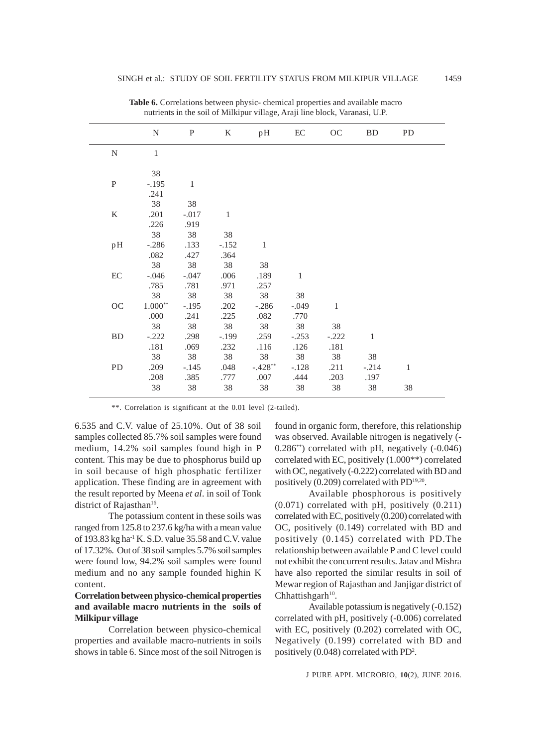**Table 6.** Correlations between physic- chemical properties and available macro nutrients in the soil of Milkipur village, Araji line block, Varanasi, U.P.

| | N | P | K | pH | EC | OC | BD | PD |
|---|---|---|---|---|---|---|---|---|
| N | 1 | | | | | | | |
| | | | | | | | | |
| | 38 | | | | | | | |
| P | -.195 | 1 | | | | | | |
| | .241 | | | | | | | |
| | 38 | 38 | | | | | | |
| K | .201 | -.017 | 1 | | | | | |
| | .226 | .919 | | | | | | |
| | 38 | 38 | 38 | | | | | |
| pH | -.286 | .133 | -.152 | 1 | | | | |
| | .082 | .427 | .364 | | | | | |
| | 38 | 38 | 38 | 38 | | | | |
| EC | -.046 | -.047 | .006 | .189 | 1 | | | |
| | .785 | .781 | .971 | .257 | | | | |
| | 38 | 38 | 38 | 38 | 38 | | | |
| OC | 1.000** | -.195 | .202 | -.286 | -.049 | 1 | | |
| | .000 | .241 | .225 | .082 | .770 | | | |
| | 38 | 38 | 38 | 38 | 38 | 38 | | |
| BD | -.222 | .298 | -.199 | .259 | -.253 | -.222 | 1 | |
| | .181 | .069 | .232 | .116 | .126 | .181 | | |
| | 38 | 38 | 38 | 38 | 38 | 38 | 38 | |
| PD | .209 | -.145 | .048 | -.428** | -.128 | .211 | -.214 | 1 |
| | .208 | .385 | .777 | .007 | .444 | .203 | .197 | |
| | 38 | 38 | 38 | 38 | 38 | 38 | 38 | 38 |

**. Correlation is significant at the 0.01 level (2-tailed).

6.535 and C.V. value of 25.10%. Out of 38 soil samples collected 85.7% soil samples were found medium, 14.2% soil samples found high in P content. This may be due to phosphorus build up in soil because of high phosphatic fertilizer application. These finding are in agreement with the result reported by Meena *et al*. in soil of Tonk district of Rajasthan[16].

The potassium content in these soils was ranged from 125.8 to 237.6 kg/ha with a mean value of 193.83 kg ha$^{-1}$ K. S.D. value 35.58 and C.V. value of 17.32%. Out of 38 soil samples 5.7% soil samples were found low, 94.2% soil samples were found medium and no any sample founded highin K content.

**Correlation between physico-chemical properties and available macro nutrients in the soils of Milkipur village**

Correlation between physico-chemical properties and available macro-nutrients in soils shows in table 6. Since most of the soil Nitrogen is found in organic form, therefore, this relationship was observed. Available nitrogen is negatively (-0.286**) correlated with pH, negatively (-0.046) correlated with EC, positively (1.000**) correlated with OC, negatively (-0.222) correlated with BD and positively (0.209) correlated with PD[19,20].

Available phosphorous is positively (0.071) correlated with pH, positively (0.211) correlated with EC, positively (0.200) correlated with OC, positively (0.149) correlated with BD and positively (0.145) correlated with PD.The relationship between available P and C level could not exhibit the concurrent results. Jatav and Mishra have also reported the similar results in soil of Mewar region of Rajasthan and Janjigar district of Chhattishgarh[10].

Available potassium is negatively (-0.152) correlated with pH, positively (-0.006) correlated with EC, positively (0.202) correlated with OC, Negatively (0.199) correlated with BD and positively (0.048) correlated with PD[2].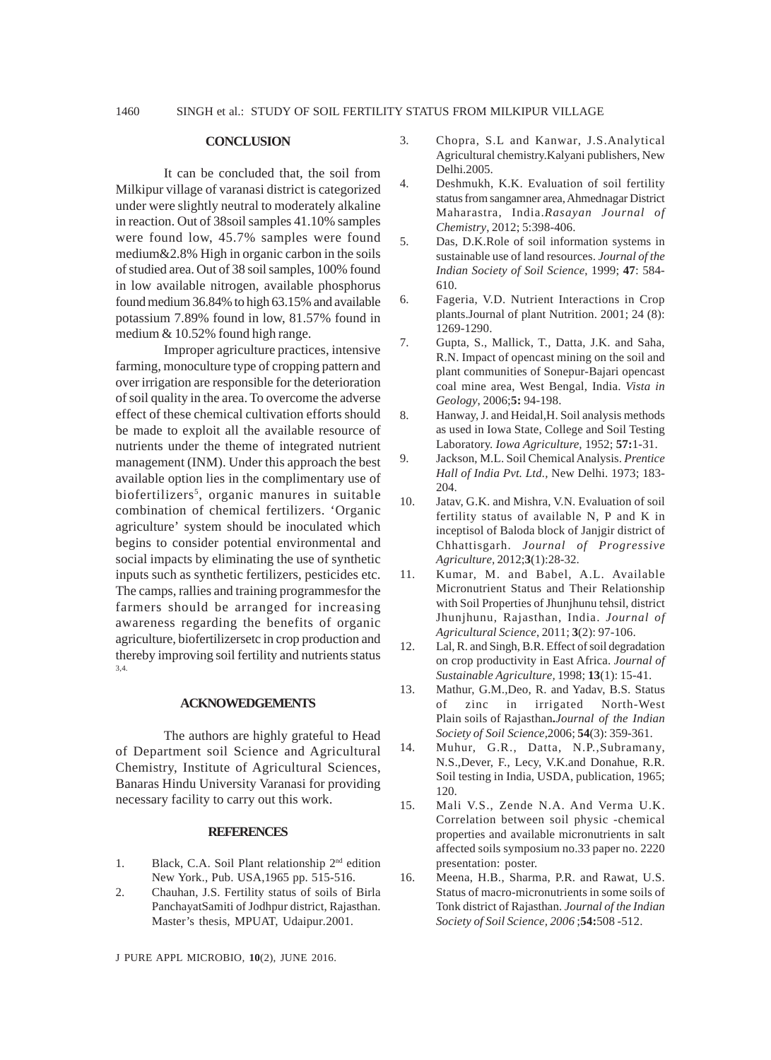## CONCLUSION

It can be concluded that, the soil from Milkipur village of varanasi district is categorized under were slightly neutral to moderately alkaline in reaction. Out of 38soil samples 41.10% samples were found low, 45.7% samples were found medium&2.8% High in organic carbon in the soils of studied area. Out of 38 soil samples, 100% found in low available nitrogen, available phosphorus found medium 36.84% to high 63.15% and available potassium 7.89% found in low, 81.57% found in medium & 10.52% found high range.

Improper agriculture practices, intensive farming, monoculture type of cropping pattern and over irrigation are responsible for the deterioration of soil quality in the area. To overcome the adverse effect of these chemical cultivation efforts should be made to exploit all the available resource of nutrients under the theme of integrated nutrient management (INM). Under this approach the best available option lies in the complimentary use of biofertilizers[5], organic manures in suitable combination of chemical fertilizers. 'Organic agriculture' system should be inoculated which begins to consider potential environmental and social impacts by eliminating the use of synthetic inputs such as synthetic fertilizers, pesticides etc. The camps, rallies and training programmesfor the farmers should be arranged for increasing awareness regarding the benefits of organic agriculture, biofertilizersetc in crop production and thereby improving soil fertility and nutrients status [3,4].

## ACKNOWEDGEMENTS

The authors are highly grateful to Head of Department soil Science and Agricultural Chemistry, Institute of Agricultural Sciences, Banaras Hindu University Varanasi for providing necessary facility to carry out this work.

## REFERENCES

1. Black, C.A. Soil Plant relationship 2nd edition New York., Pub. USA,1965 pp. 515-516.
2. Chauhan, J.S. Fertility status of soils of Birla PanchayatSamiti of Jodhpur district, Rajasthan. Master's thesis, MPUAT, Udaipur.2001.
3. Chopra, S.L and Kanwar, J.S.Analytical Agricultural chemistry.Kalyani publishers, New Delhi.2005.
4. Deshmukh, K.K. Evaluation of soil fertility status from sangamner area, Ahmednagar District Maharastra, India.*Rasayan Journal of Chemistry*, 2012; 5:398-406.
5. Das, D.K.Role of soil information systems in sustainable use of land resources. *Journal of the Indian Society of Soil Science*, 1999; **47**: 584-610.
6. Fageria, V.D. Nutrient Interactions in Crop plants.Journal of plant Nutrition. 2001; 24 (8): 1269-1290.
7. Gupta, S., Mallick, T., Datta, J.K. and Saha, R.N. Impact of opencast mining on the soil and plant communities of Sonepur-Bajari opencast coal mine area, West Bengal, India. *Vista in Geology*, 2006;**5:** 94-198.
8. Hanway, J. and Heidal,H. Soil analysis methods as used in Iowa State, College and Soil Testing Laboratory. *Iowa Agriculture*, 1952; **57:**1-31.
9. Jackson, M.L. Soil Chemical Analysis. *Prentice Hall of India Pvt. Ltd.,* New Delhi. 1973; 183-204.
10. Jatav, G.K. and Mishra, V.N. Evaluation of soil fertility status of available N, P and K in inceptisol of Baloda block of Janjgir district of Chhattisgarh. *Journal of Progressive Agriculture*, 2012;**3**(1):28-32.
11. Kumar, M. and Babel, A.L. Available Micronutrient Status and Their Relationship with Soil Properties of Jhunjhunu tehsil, district Jhunjhunu, Rajasthan, India. *Journal of Agricultural Science*, 2011; **3**(2): 97-106.
12. Lal, R. and Singh, B.R. Effect of soil degradation on crop productivity in East Africa. *Journal of Sustainable Agriculture*, 1998; **13**(1): 15-41.
13. Mathur, G.M.,Deo, R. and Yadav, B.S. Status of zinc in irrigated North-West Plain soils of Rajasthan**.***Journal of the Indian Society of Soil Science*,2006; **54**(3): 359-361.
14. Muhur, G.R., Datta, N.P.,Subramany, N.S.,Dever, F., Lecy, V.K.and Donahue, R.R. Soil testing in India, USDA, publication, 1965; 120.
15. Mali V.S., Zende N.A. And Verma U.K. Correlation between soil physic -chemical properties and available micronutrients in salt affected soils symposium no.33 paper no. 2220 presentation: poster.
16. Meena, H.B., Sharma, P.R. and Rawat, U.S. Status of macro-micronutrients in some soils of Tonk district of Rajasthan. *Journal of the Indian Society of Soil Science, 2006* ;**54:**508 -512.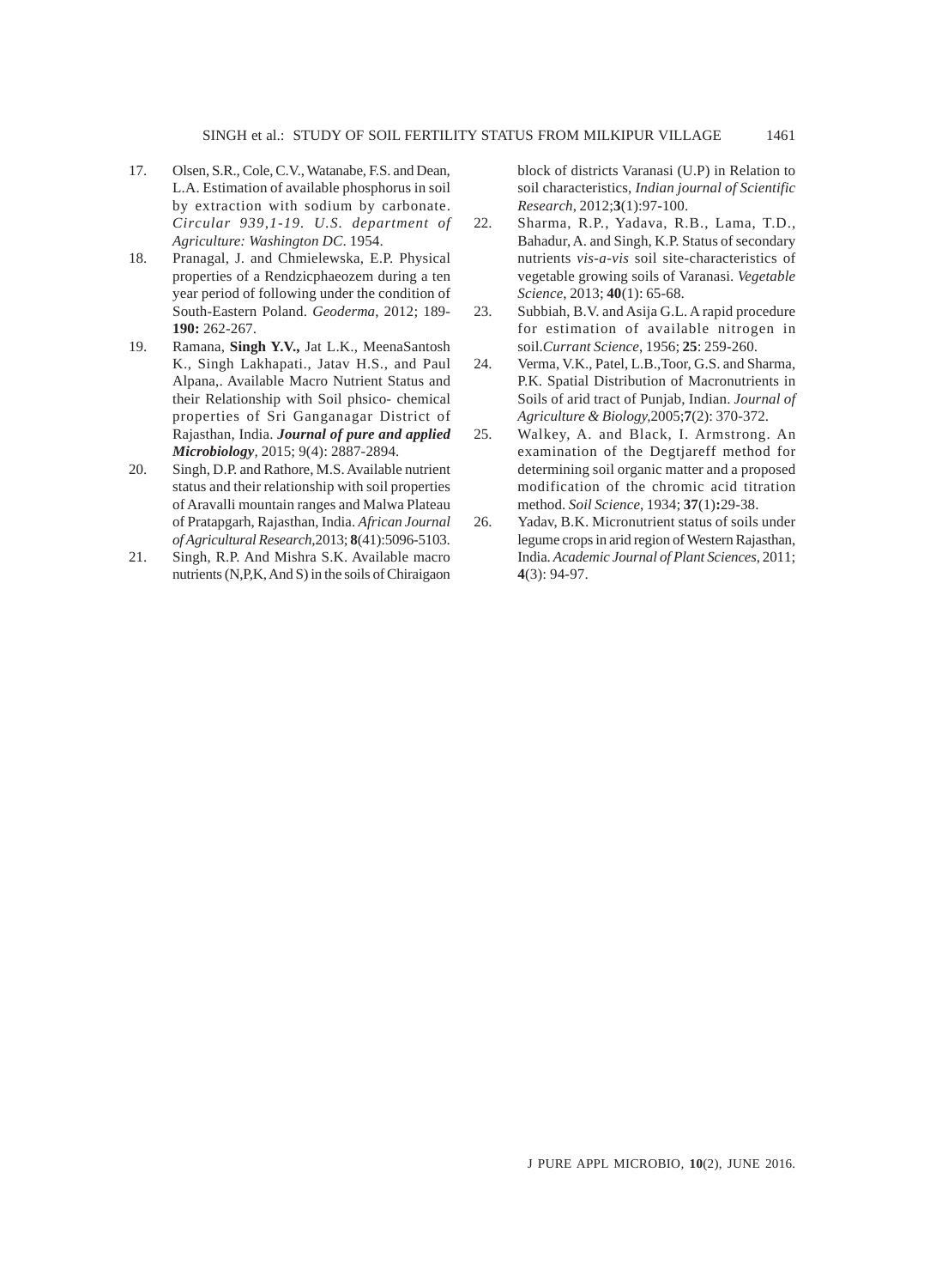17. Olsen, S.R., Cole, C.V., Watanabe, F.S. and Dean, L.A. Estimation of available phosphorus in soil by extraction with sodium by carbonate. *Circular 939,1-19. U.S. department of Agriculture: Washington DC*. 1954.
18. Pranagal, J. and Chmielewska, E.P. Physical properties of a Rendzicphaeozem during a ten year period of following under the condition of South-Eastern Poland. *Geoderma*, 2012; 189-**190:** 262-267.
19. Ramana, **Singh Y.V.,** Jat L.K., MeenaSantosh K., Singh Lakhapati., Jatav H.S., and Paul Alpana,. Available Macro Nutrient Status and their Relationship with Soil phsico- chemical properties of Sri Ganganagar District of Rajasthan, India. ***Journal of pure and applied Microbiology***, 2015; 9(4): 2887-2894.
20. Singh, D.P. and Rathore, M.S. Available nutrient status and their relationship with soil properties of Aravalli mountain ranges and Malwa Plateau of Pratapgarh, Rajasthan, India. *African Journal of Agricultural Research*,2013; **8**(41):5096-5103.
21. Singh, R.P. And Mishra S.K. Available macro nutrients (N,P,K, And S) in the soils of Chiraigaon block of districts Varanasi (U.P) in Relation to soil characteristics, *Indian journal of Scientific Research*, 2012;**3**(1):97-100.
22. Sharma, R.P., Yadava, R.B., Lama, T.D., Bahadur, A. and Singh, K.P. Status of secondary nutrients *vis-a-vis* soil site-characteristics of vegetable growing soils of Varanasi. *Vegetable Science*, 2013; **40**(1): 65-68.
23. Subbiah, B.V. and Asija G.L. A rapid procedure for estimation of available nitrogen in soil.*Currant Science*, 1956; **25**: 259-260.
24. Verma, V.K., Patel, L.B.,Toor, G.S. and Sharma, P.K. Spatial Distribution of Macronutrients in Soils of arid tract of Punjab, Indian. *Journal of Agriculture & Biology*,2005;**7**(2): 370-372.
25. Walkey, A. and Black, I. Armstrong. An examination of the Degtjareff method for determining soil organic matter and a proposed modification of the chromic acid titration method. *Soil Science*, 1934; **37**(1)**:**29-38.
26. Yadav, B.K. Micronutrient status of soils under legume crops in arid region of Western Rajasthan, India. *Academic Journal of Plant Sciences*, 2011; **4**(3): 94-97.